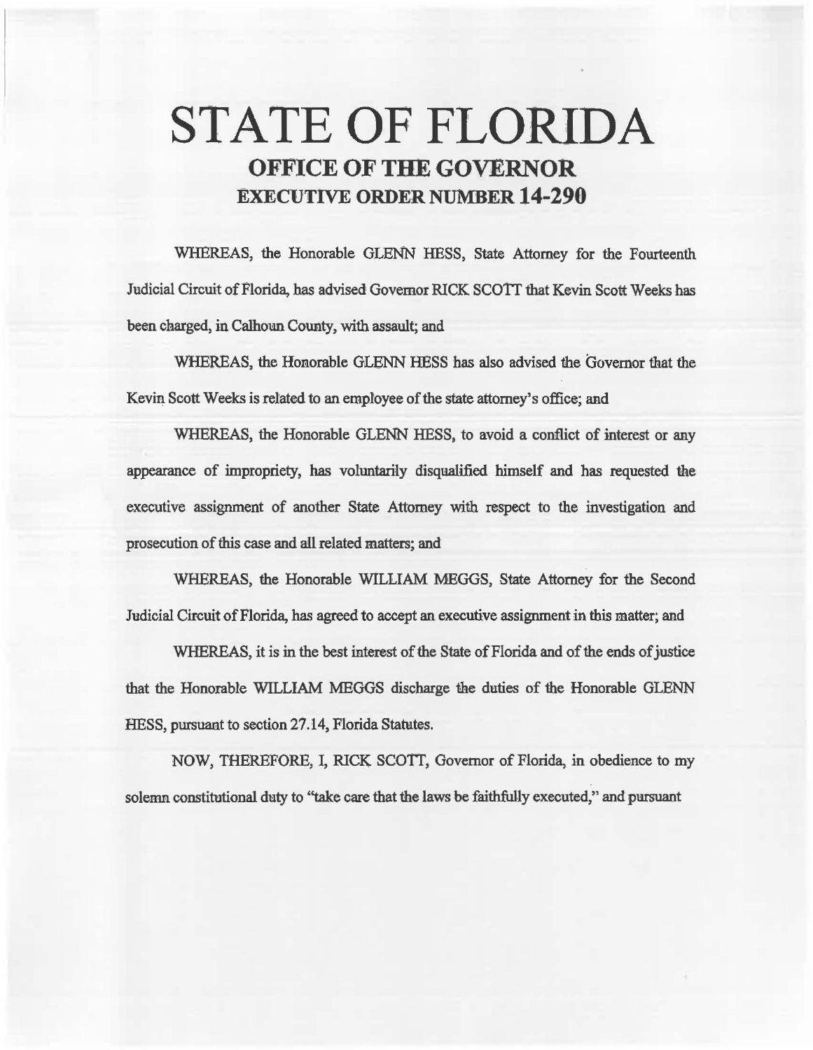# STATE OF FLORIDA

## OFFICE OF THE GOVERNOR

## EXECUTIVE ORDER NUMBER 14-290

WHEREAS, the Honorable GLENN HESS, State Attorney for the Fourteenth Judicial Circuit of Florida, has advised Governor RICK SCOTT that Kevin Scott Weeks has been charged, in Calhoun County, with assault; and

WHEREAS, the Honorable GLENN HESS has also advised the Governor that the Kevin Scott Weeks is related to an employee of the state attorney's office; and

WHEREAS, the Honorable GLENN HESS, to avoid a conflict of interest or any appearance of impropriety, has voluntarily disqualified himself and has requested the executive assignment of another State Attorney with respect to the investigation and prosecution of this case and all related matters; and

WHEREAS, the Honorable WILLIAM MEGGS, State Attorney for the Second Judicial Circuit of Florida, has agreed to accept an executive assignment in this matter; and

WHEREAS, it is in the best interest of the State of Florida and of the ends of justice that the Honorable WILLIAM MEGGS discharge the duties of the Honorable GLENN HESS, pursuant to section 27.14, Florida Statutes.

NOW, THEREFORE, I, RICK SCOTT, Governor of Florida, in obedience to my solemn constitutional duty to "take care that the laws be faithfully executed," and pursuant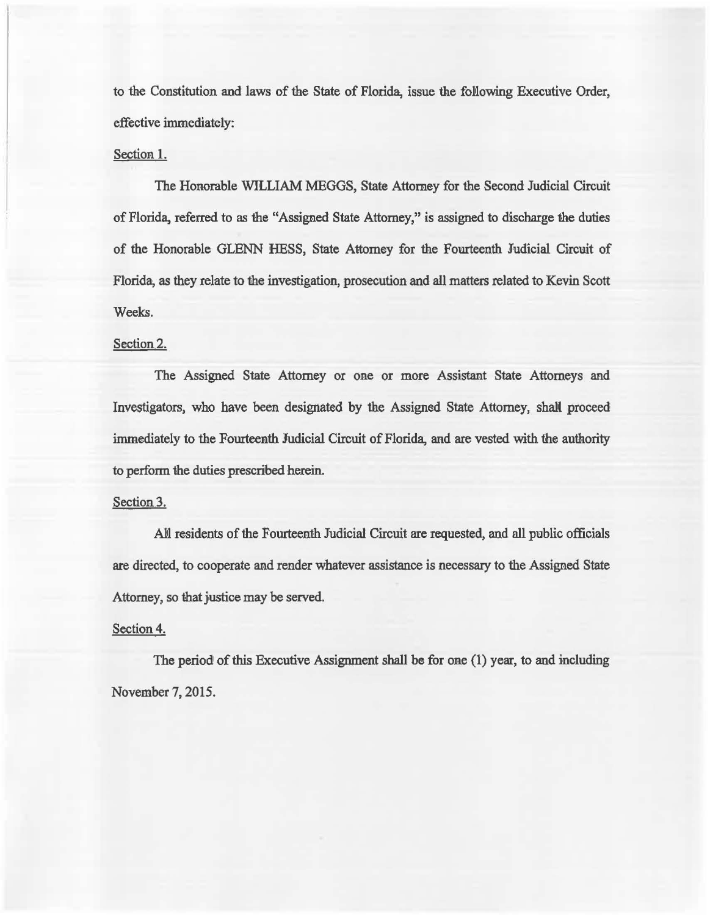to the Constitution and laws of the State of Florida, issue the following Executive Order, effective immediately:

Section 1.

The Honorable WILLIAM MEGGS, State Attorney for the Second Judicial Circuit of Florida, referred to as the "Assigned State Attorney," is assigned to discharge the duties of the Honorable GLENN HESS, State Attorney for the Fourteenth Judicial Circuit of Florida, as they relate to the investigation, prosecution and all matters related to Kevin Scott Weeks.

Section 2.

The Assigned State Attorney or one or more Assistant State Attorneys and Investigators, who have been designated by the Assigned State Attorney, shall proceed immediately to the Fourteenth Judicial Circuit of Florida, and are vested with the authority to perform the duties prescribed herein.

Section 3.

All residents of the Fourteenth Judicial Circuit are requested, and all public officials are directed, to cooperate and render whatever assistance is necessary to the Assigned State Attorney, so that justice may be served.

Section 4.

The period of this Executive Assignment shall be for one (1) year, to and including November 7, 2015.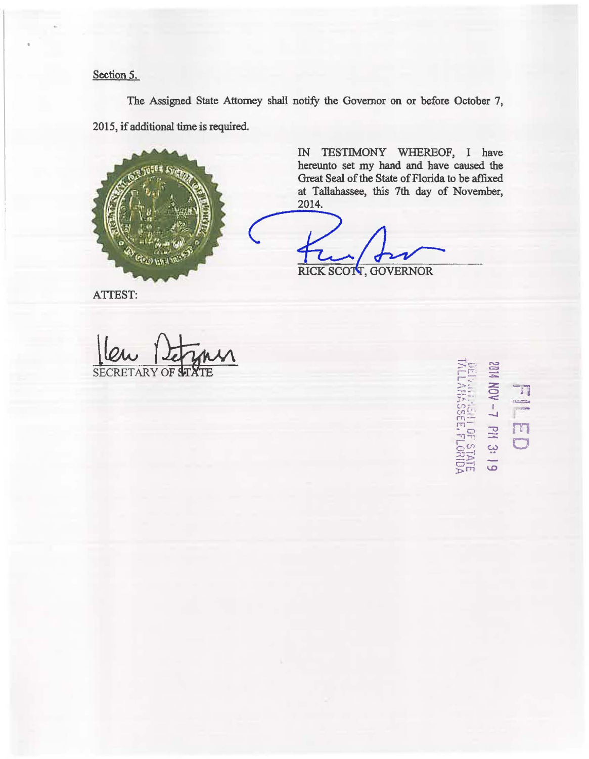Section 5.

The Assigned State Attorney shall notify the Governor on or before October 7, 2015, if additional time is required.

IN TESTIMONY WHEREOF, I have hereunto set my hand and have caused the Great Seal of the State of Florida to be affixed at Tallahassee, this 7th day of November, 2014.

RICK SCOTT, GOVERNOR

ATTEST:

SECRETARY OF STATE

FILED

2014 NOV -7 PM 3:19

DEPARTMENT OF STATE
TALLAHASSEE, FLORIDA